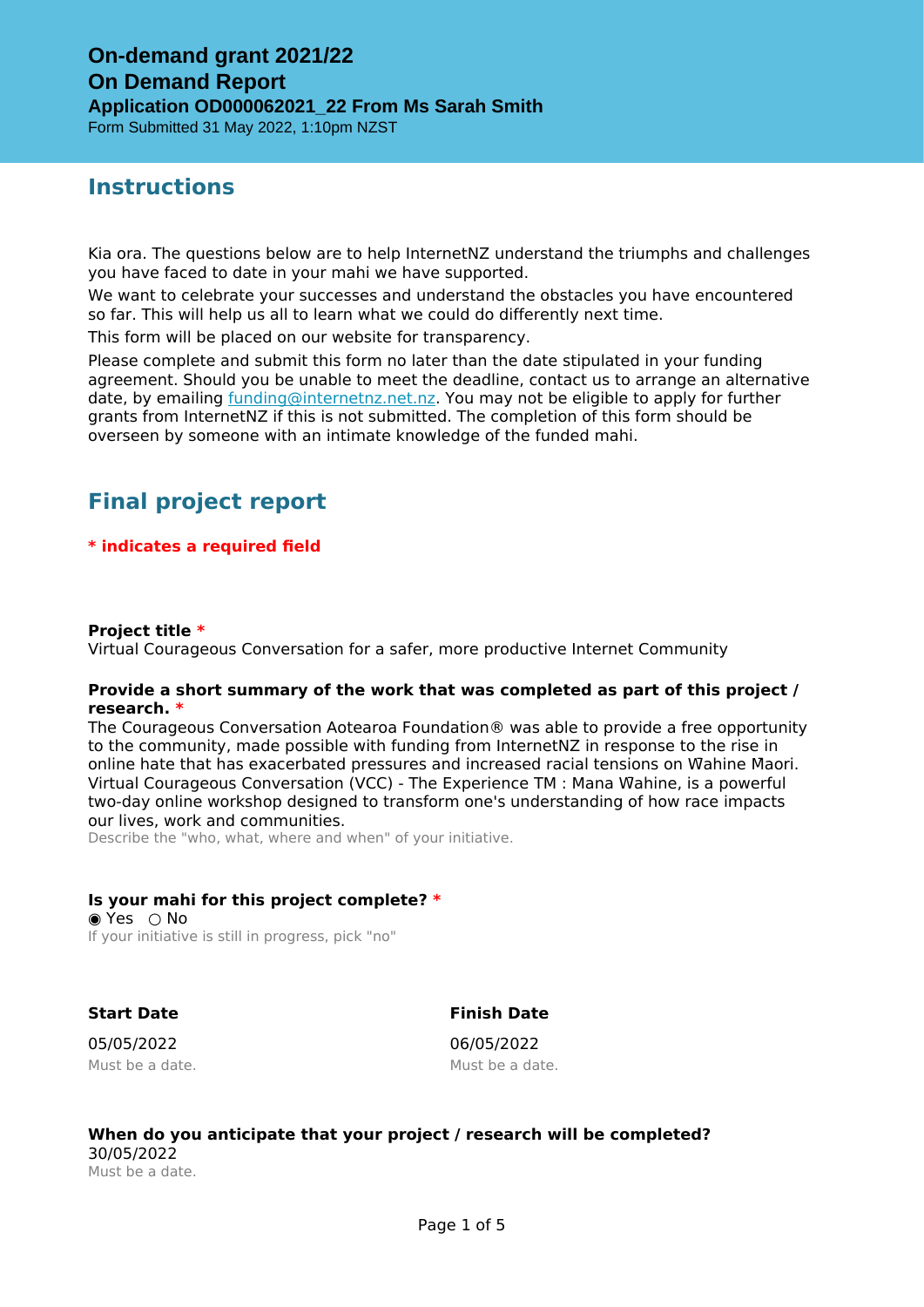# On-demand grant 2021/22
## On Demand Report
### Application OD000062021_22 From Ms Sarah Smith

Form Submitted 31 May 2022, 1:10pm NZST

## Instructions

Kia ora. The questions below are to help InternetNZ understand the triumphs and challenges you have faced to date in your mahi we have supported.

We want to celebrate your successes and understand the obstacles you have encountered so far. This will help us all to learn what we could do differently next time.

This form will be placed on our website for transparency.

Please complete and submit this form no later than the date stipulated in your funding agreement. Should you be unable to meet the deadline, contact us to arrange an alternative date, by emailing [funding@internetnz.net.nz](mailto:funding@internetnz.net.nz). You may not be eligible to apply for further grants from InternetNZ if this is not submitted. The completion of this form should be overseen by someone with an intimate knowledge of the funded mahi.

## Final project report

**\* indicates a required field**

**Project title \***

Virtual Courageous Conversation for a safer, more productive Internet Community

**Provide a short summary of the work that was completed as part of this project / research. \***

The Courageous Conversation Aotearoa Foundation® was able to provide a free opportunity to the community, made possible with funding from InternetNZ in response to the rise in online hate that has exacerbated pressures and increased racial tensions on Wahine Maori. Virtual Courageous Conversation (VCC) - The Experience TM : Mana Wahine, is a powerful two-day online workshop designed to transform one's understanding of how race impacts our lives, work and communities.

Describe the "who, what, where and when" of your initiative.

**Is your mahi for this project complete? \***

◉ Yes ○ No

If your initiative is still in progress, pick "no"

**Start Date**

05/05/2022

Must be a date.

**Finish Date**

06/05/2022

Must be a date.

**When do you anticipate that your project / research will be completed?**

30/05/2022

Must be a date.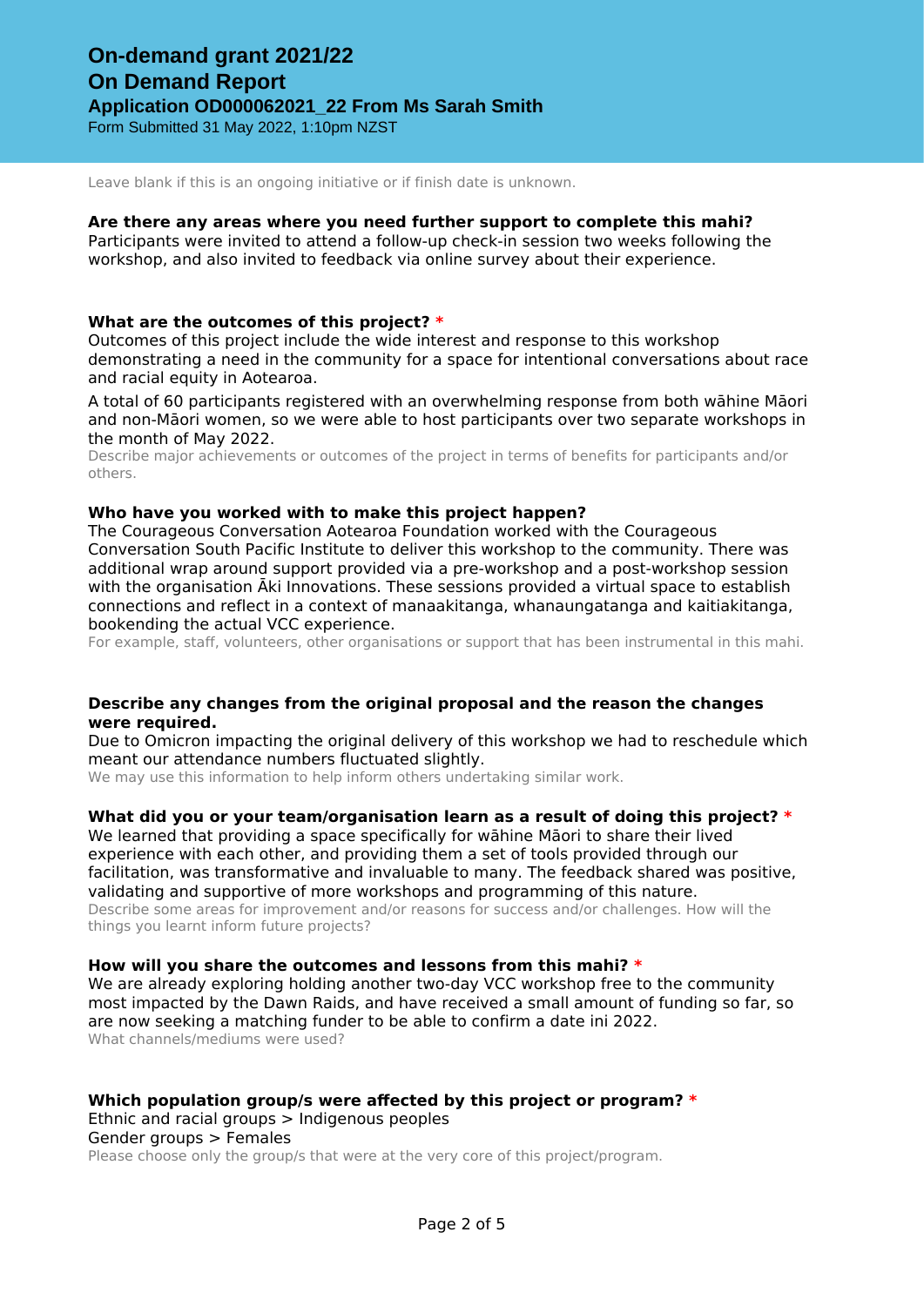# On-demand grant 2021/22
## On Demand Report
### Application OD000062021_22 From Ms Sarah Smith
Form Submitted 31 May 2022, 1:10pm NZST

Leave blank if this is an ongoing initiative or if finish date is unknown.

**Are there any areas where you need further support to complete this mahi?**
Participants were invited to attend a follow-up check-in session two weeks following the workshop, and also invited to feedback via online survey about their experience.

**What are the outcomes of this project?** *
Outcomes of this project include the wide interest and response to this workshop demonstrating a need in the community for a space for intentional conversations about race and racial equity in Aotearoa.

A total of 60 participants registered with an overwhelming response from both wāhine Māori and non-Māori women, so we were able to host participants over two separate workshops in the month of May 2022.

Describe major achievements or outcomes of the project in terms of benefits for participants and/or others.

**Who have you worked with to make this project happen?**
The Courageous Conversation Aotearoa Foundation worked with the Courageous Conversation South Pacific Institute to deliver this workshop to the community. There was additional wrap around support provided via a pre-workshop and a post-workshop session with the organisation Āki Innovations. These sessions provided a virtual space to establish connections and reflect in a context of manaakitanga, whanaungatanga and kaitiakitanga, bookending the actual VCC experience.

For example, staff, volunteers, other organisations or support that has been instrumental in this mahi.

**Describe any changes from the original proposal and the reason the changes were required.**
Due to Omicron impacting the original delivery of this workshop we had to reschedule which meant our attendance numbers fluctuated slightly.

We may use this information to help inform others undertaking similar work.

**What did you or your team/organisation learn as a result of doing this project?** *
We learned that providing a space specifically for wāhine Māori to share their lived experience with each other, and providing them a set of tools provided through our facilitation, was transformative and invaluable to many. The feedback shared was positive, validating and supportive of more workshops and programming of this nature.

Describe some areas for improvement and/or reasons for success and/or challenges. How will the things you learnt inform future projects?

**How will you share the outcomes and lessons from this mahi?** *
We are already exploring holding another two-day VCC workshop free to the community most impacted by the Dawn Raids, and have received a small amount of funding so far, so are now seeking a matching funder to be able to confirm a date ini 2022.

What channels/mediums were used?

**Which population group/s were affected by this project or program?** *
Ethnic and racial groups > Indigenous peoples
Gender groups > Females

Please choose only the group/s that were at the very core of this project/program.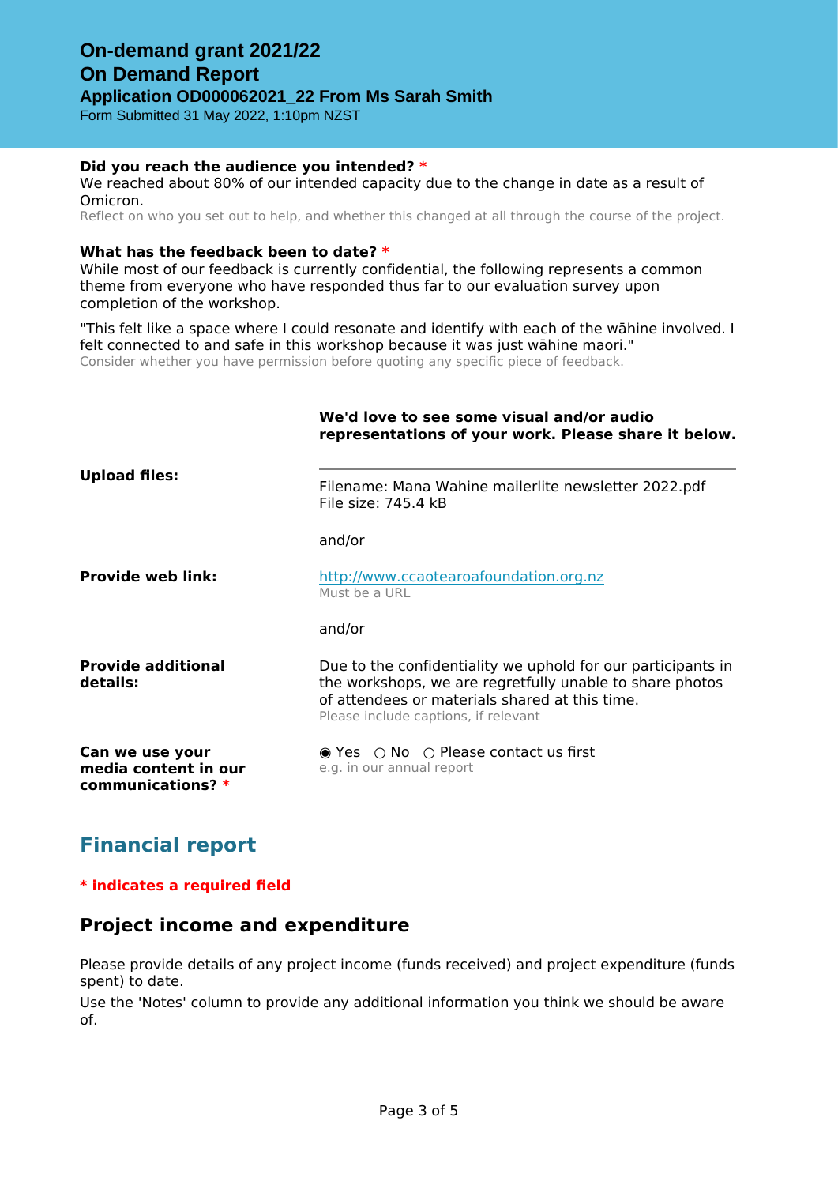# On-demand grant 2021/22

## On Demand Report

### Application OD000062021_22 From Ms Sarah Smith

Form Submitted 31 May 2022, 1:10pm NZST

**Did you reach the audience you intended? ***

We reached about 80% of our intended capacity due to the change in date as a result of Omicron.

Reflect on who you set out to help, and whether this changed at all through the course of the project.

**What has the feedback been to date? ***

While most of our feedback is currently confidential, the following represents a common theme from everyone who have responded thus far to our evaluation survey upon completion of the workshop.

"This felt like a space where I could resonate and identify with each of the wāhine involved. I felt connected to and safe in this workshop because it was just wāhine maori."

Consider whether you have permission before quoting any specific piece of feedback.

**We'd love to see some visual and/or audio representations of your work. Please share it below.**

**Upload files:**

Filename: Mana Wahine mailerlite newsletter 2022.pdf
File size: 745.4 kB

and/or

**Provide web link:**

http://www.ccaotearoafoundation.org.nz

Must be a URL

and/or

**Provide additional details:**

Due to the confidentiality we uphold for our participants in the workshops, we are regretfully unable to share photos of attendees or materials shared at this time.

Please include captions, if relevant

**Can we use your media content in our communications? ***

◉ Yes ○ No ○ Please contact us first

e.g. in our annual report

## Financial report

**\* indicates a required field**

## Project income and expenditure

Please provide details of any project income (funds received) and project expenditure (funds spent) to date.

Use the 'Notes' column to provide any additional information you think we should be aware of.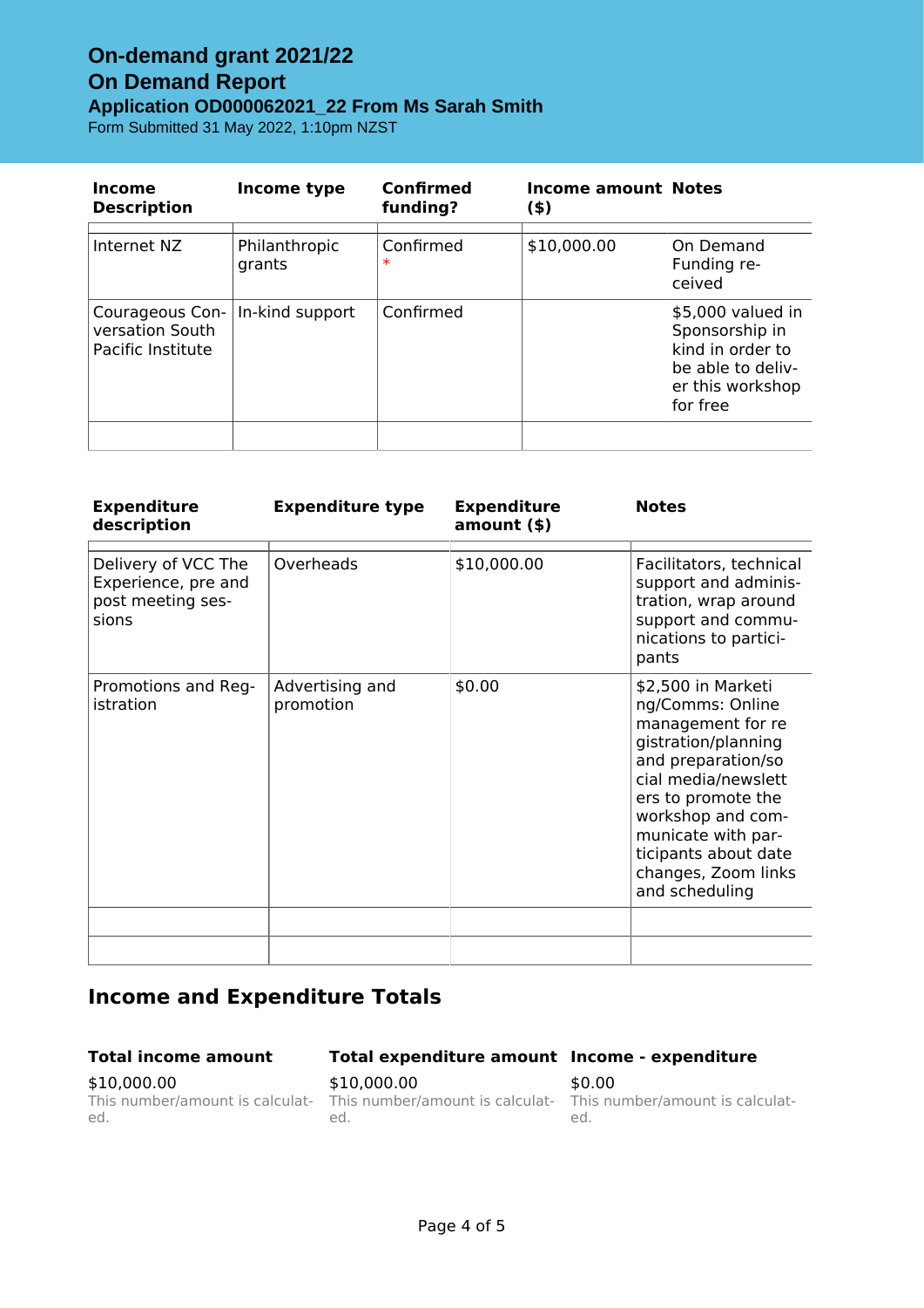# On-demand grant 2021/22

## On Demand Report

### Application OD000062021_22 From Ms Sarah Smith

Form Submitted 31 May 2022, 1:10pm NZST

| Income Description | Income type | Confirmed funding? | Income amount ($) | Notes |
|---|---|---|---|---|
| Internet NZ | Philanthropic grants | Confirmed * | $10,000.00 | On Demand Funding received |
| Courageous Conversation South Pacific Institute | In-kind support | Confirmed | | $5,000 valued in Sponsorship in kind in order to be able to deliver this workshop for free |
| | | | | |

| Expenditure description | Expenditure type | Expenditure amount ($) | Notes |
|---|---|---|---|
| Delivery of VCC The Experience, pre and post meeting sessions | Overheads | $10,000.00 | Facilitators, technical support and administration, wrap around support and communications to participants |
| Promotions and Registration | Advertising and promotion | $0.00 | $2,500 in Marketing/Comms: Online management for registration/planning and preparation/social media/newsletters to promote the workshop and communicate with participants about date changes, Zoom links and scheduling |
| | | | |
| | | | |

## Income and Expenditure Totals

**Total income amount**

$10,000.00

This number/amount is calculated.

**Total expenditure amount**

$10,000.00

This number/amount is calculated.

**Income - expenditure**

$0.00

This number/amount is calculated.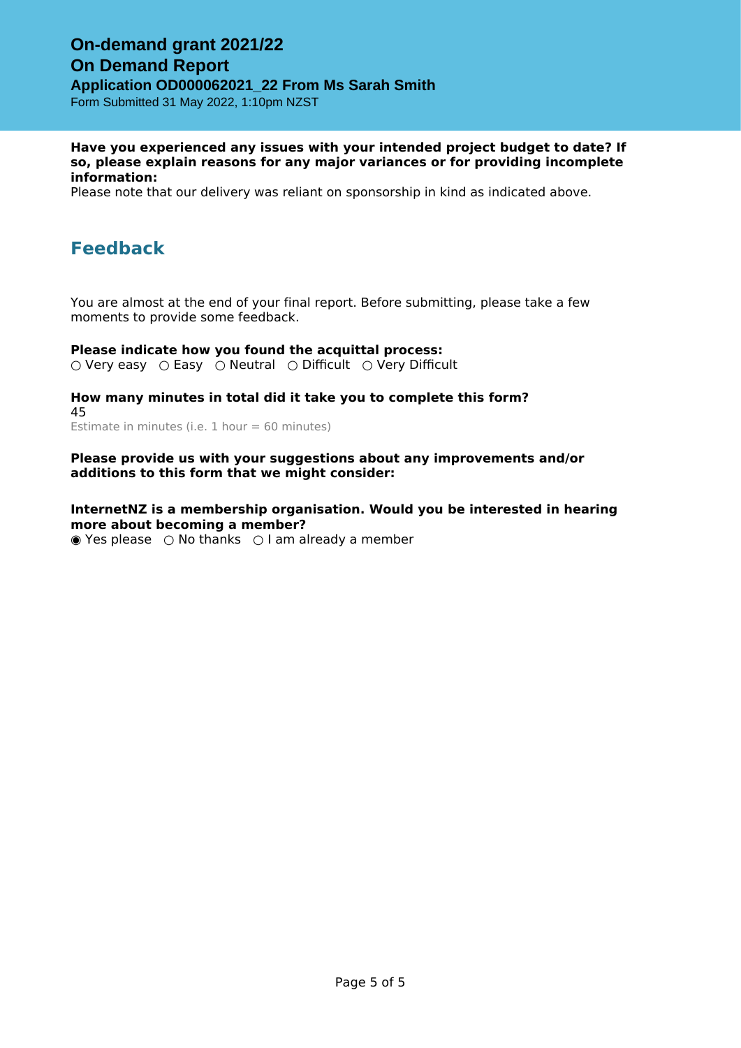# On-demand grant 2021/22
## On Demand Report
### Application OD000062021_22 From Ms Sarah Smith
Form Submitted 31 May 2022, 1:10pm NZST

**Have you experienced any issues with your intended project budget to date? If so, please explain reasons for any major variances or for providing incomplete information:**

Please note that our delivery was reliant on sponsorship in kind as indicated above.

## Feedback

You are almost at the end of your final report. Before submitting, please take a few moments to provide some feedback.

**Please indicate how you found the acquittal process:**

○ Very easy ○ Easy ○ Neutral ○ Difficult ○ Very Difficult

**How many minutes in total did it take you to complete this form?**

45

Estimate in minutes (i.e. 1 hour = 60 minutes)

**Please provide us with your suggestions about any improvements and/or additions to this form that we might consider:**

**InternetNZ is a membership organisation. Would you be interested in hearing more about becoming a member?**

◉ Yes please ○ No thanks ○ I am already a member